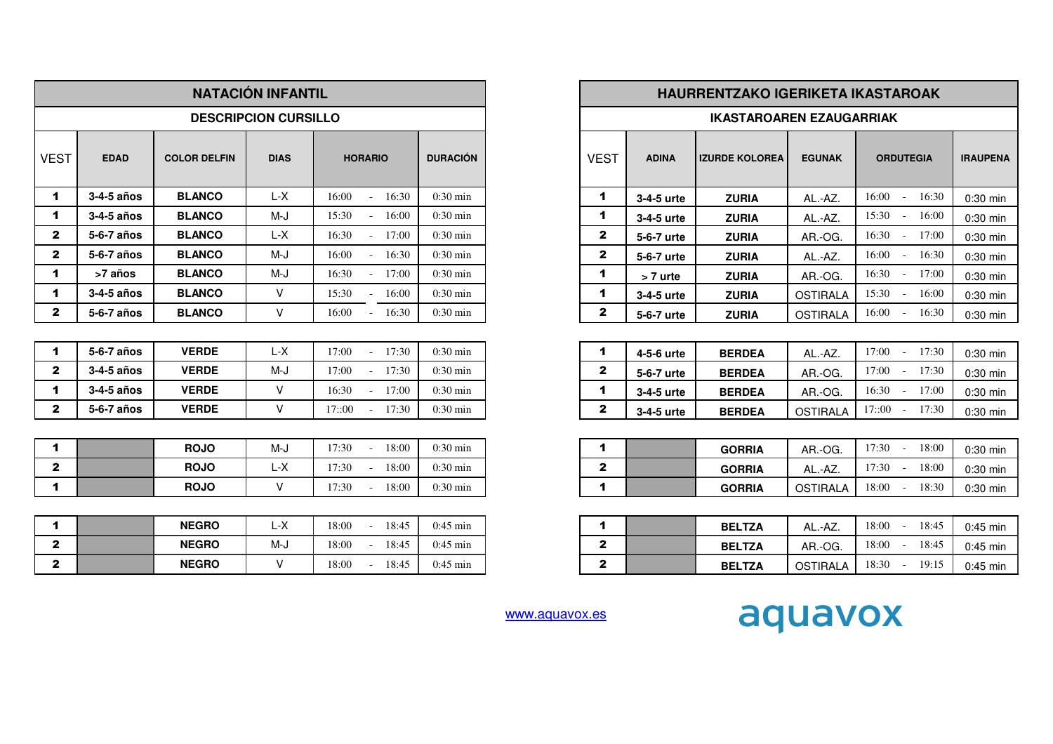## NATACIÓN INFANTIL

### DESCRIPCION CURSILLO

| VEST | EDAD | COLOR DELFIN | DIAS | HORARIO | | | DURACIÓN |
|---|---|---|---|---|---|---|---|
| **1** | **3-4-5 años** | **BLANCO** | L-X | 16:00 | - | 16:30 | 0:30 min |
| **1** | **3-4-5 años** | **BLANCO** | M-J | 15:30 | - | 16:00 | 0:30 min |
| **2** | **5-6-7 años** | **BLANCO** | L-X | 16:30 | - | 17:00 | 0:30 min |
| **2** | **5-6-7 años** | **BLANCO** | M-J | 16:00 | - | 16:30 | 0:30 min |
| **1** | **>7 años** | **BLANCO** | M-J | 16:30 | - | 17:00 | 0:30 min |
| **1** | **3-4-5 años** | **BLANCO** | V | 15:30 | - | 16:00 | 0:30 min |
| **2** | **5-6-7 años** | **BLANCO** | V | 16:00 | - | 16:30 | 0:30 min |
| | | | | | | | |
| **1** | **5-6-7 años** | **VERDE** | L-X | 17:00 | - | 17:30 | 0:30 min |
| **2** | **3-4-5 años** | **VERDE** | M-J | 17:00 | - | 17:30 | 0:30 min |
| **1** | **3-4-5 años** | **VERDE** | V | 16:30 | - | 17:00 | 0:30 min |
| **2** | **5-6-7 años** | **VERDE** | V | 17::00 | - | 17:30 | 0:30 min |
| | | | | | | | |
| **1** | | **ROJO** | M-J | 17:30 | - | 18:00 | 0:30 min |
| **2** | | **ROJO** | L-X | 17:30 | - | 18:00 | 0:30 min |
| **1** | | **ROJO** | V | 17:30 | - | 18:00 | 0:30 min |
| | | | | | | | |
| **1** | | **NEGRO** | L-X | 18:00 | - | 18:45 | 0:45 min |
| **2** | | **NEGRO** | M-J | 18:00 | - | 18:45 | 0:45 min |
| **2** | | **NEGRO** | V | 18:00 | - | 18:45 | 0:45 min |

## HAURRENTZAKO IGERIKETA IKASTAROAK

### IKASTAROAREN EZAUGARRIAK

| VEST | ADINA | IZURDE KOLOREA | EGUNAK | ORDUTEGIA | | | IRAUPENA |
|---|---|---|---|---|---|---|---|
| **1** | **3-4-5 urte** | **ZURIA** | AL.-AZ. | 16:00 | - | 16:30 | 0:30 min |
| **1** | **3-4-5 urte** | **ZURIA** | AL.-AZ. | 15:30 | - | 16:00 | 0:30 min |
| **2** | **5-6-7 urte** | **ZURIA** | AR.-OG. | 16:30 | - | 17:00 | 0:30 min |
| **2** | **5-6-7 urte** | **ZURIA** | AL.-AZ. | 16:00 | - | 16:30 | 0:30 min |
| **1** | **> 7 urte** | **ZURIA** | AR.-OG. | 16:30 | - | 17:00 | 0:30 min |
| **1** | **3-4-5 urte** | **ZURIA** | OSTIRALA | 15:30 | - | 16:00 | 0:30 min |
| **2** | **5-6-7 urte** | **ZURIA** | OSTIRALA | 16:00 | - | 16:30 | 0:30 min |
| | | | | | | | |
| **1** | **4-5-6 urte** | **BERDEA** | AL.-AZ. | 17:00 | - | 17:30 | 0:30 min |
| **2** | **5-6-7 urte** | **BERDEA** | AR.-OG. | 17:00 | - | 17:30 | 0:30 min |
| **1** | **3-4-5 urte** | **BERDEA** | AR.-OG. | 16:30 | - | 17:00 | 0:30 min |
| **2** | **3-4-5 urte** | **BERDEA** | OSTIRALA | 17::00 | - | 17:30 | 0:30 min |
| | | | | | | | |
| **1** | | **GORRIA** | AR.-OG. | 17:30 | - | 18:00 | 0:30 min |
| **2** | | **GORRIA** | AL.-AZ. | 17:30 | - | 18:00 | 0:30 min |
| **1** | | **GORRIA** | OSTIRALA | 18:00 | - | 18:30 | 0:30 min |
| | | | | | | | |
| **1** | | **BELTZA** | AL.-AZ. | 18:00 | - | 18:45 | 0:45 min |
| **2** | | **BELTZA** | AR.-OG. | 18:00 | - | 18:45 | 0:45 min |
| **2** | | **BELTZA** | OSTIRALA | 18:30 | - | 19:15 | 0:45 min |

www.aquavox.es

aquavox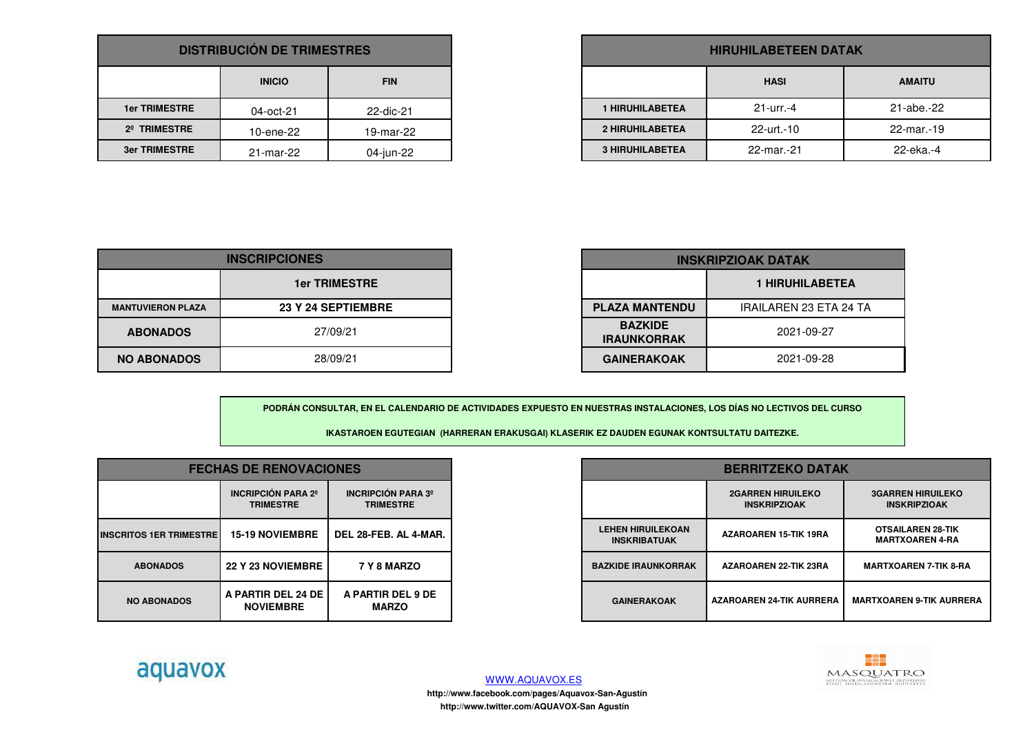| DISTRIBUCIÓN DE TRIMESTRES | | |
|---|---|---|
| | INICIO | FIN |
| 1er TRIMESTRE | 04-oct-21 | 22-dic-21 |
| 2º TRIMESTRE | 10-ene-22 | 19-mar-22 |
| 3er TRIMESTRE | 21-mar-22 | 04-jun-22 |

| HIRUHILABETEEN DATAK | | |
|---|---|---|
| | HASI | AMAITU |
| 1 HIRUHILABETEA | 21-urr.-4 | 21-abe.-22 |
| 2 HIRUHILABETEA | 22-urt.-10 | 22-mar.-19 |
| 3 HIRUHILABETEA | 22-mar.-21 | 22-eka.-4 |

| INSCRIPCIONES | |
|---|---|
| | 1er TRIMESTRE |
| MANTUVIERON PLAZA | 23 Y 24 SEPTIEMBRE |
| ABONADOS | 27/09/21 |
| NO ABONADOS | 28/09/21 |

| INSKRIPZIOAK DATAK | |
|---|---|
| | 1 HIRUHILABETEA |
| PLAZA MANTENDU | IRAILAREN 23 ETA 24 TA |
| BAZKIDE IRAUNKORRAK | 2021-09-27 |
| GAINERAKOAK | 2021-09-28 |

**PODRÁN CONSULTAR, EN EL CALENDARIO DE ACTIVIDADES EXPUESTO EN NUESTRAS INSTALACIONES, LOS DÍAS NO LECTIVOS DEL CURSO**

**IKASTAROEN EGUTEGIAN (HARRERAN ERAKUSGAI) KLASERIK EZ DAUDEN EGUNAK KONTSULTATU DAITEZKE.**

| FECHAS DE RENOVACIONES | | |
|---|---|---|
| | INCRIPCIÓN PARA 2º TRIMESTRE | INCRIPCIÓN PARA 3º TRIMESTRE |
| INSCRITOS 1ER TRIMESTRE | 15-19 NOVIEMBRE | DEL 28-FEB. AL 4-MAR. |
| ABONADOS | 22 Y 23 NOVIEMBRE | 7 Y 8 MARZO |
| NO ABONADOS | A PARTIR DEL 24 DE NOVIEMBRE | A PARTIR DEL 9 DE MARZO |

| BERRITZEKO DATAK | | |
|---|---|---|
| | 2GARREN HIRUILEKO INSKRIPZIOAK | 3GARREN HIRUILEKO INSKRIPZIOAK |
| LEHEN HIRUILEKOAN INSKRIBATUAK | AZAROAREN 15-TIK 19RA | OTSAILAREN 28-TIK MARTXOAREN 4-RA |
| BAZKIDE IRAUNKORRAK | AZAROAREN 22-TIK 23RA | MARTXOAREN 7-TIK 8-RA |
| GAINERAKOAK | AZAROAREN 24-TIK AURRERA | MARTXOAREN 9-TIK AURRERA |

aquavox

WWW.AQUAVOX.ES

**http://www.facebook.com/pages/Aquavox-San-Agustín**

**http://www.twitter.com/AQUAVOX-San Agustín**

MASQUATRO
GESTIÓN DE INSTALACIONES DEPORTIVAS
KIROL INSTALAKUNTZEN KUDEAKETA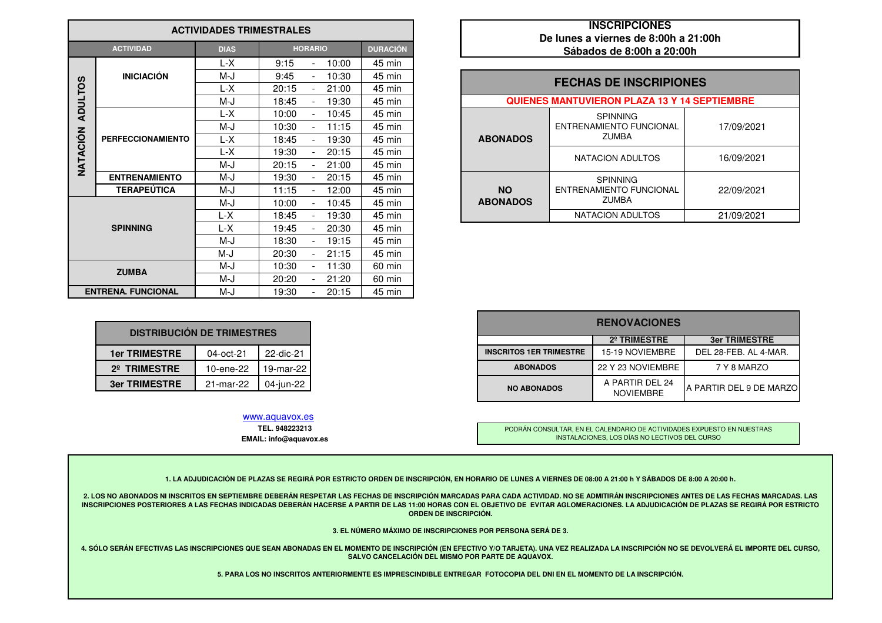## ACTIVIDADES TRIMESTRALES

| | ACTIVIDAD | DIAS | HORARIO | DURACIÓN |
|---|---|---|---|---|
| NATACIÓN ADULTOS | INICIACIÓN | L-X | 9:15 - 10:00 | 45 min |
| | | M-J | 9:45 - 10:30 | 45 min |
| | | L-X | 20:15 - 21:00 | 45 min |
| | | M-J | 18:45 - 19:30 | 45 min |
| | PERFECCIONAMIENTO | L-X | 10:00 - 10:45 | 45 min |
| | | M-J | 10:30 - 11:15 | 45 min |
| | | L-X | 18:45 - 19:30 | 45 min |
| | | L-X | 19:30 - 20:15 | 45 min |
| | | M-J | 20:15 - 21:00 | 45 min |
| | ENTRENAMIENTO | M-J | 19:30 - 20:15 | 45 min |
| | TERAPEÚTICA | M-J | 11:15 - 12:00 | 45 min |
| SPINNING | | M-J | 10:00 - 10:45 | 45 min |
| | | L-X | 18:45 - 19:30 | 45 min |
| | | L-X | 19:45 - 20:30 | 45 min |
| | | M-J | 18:30 - 19:15 | 45 min |
| | | M-J | 20:30 - 21:15 | 45 min |
| ZUMBA | | M-J | 10:30 - 11:30 | 60 min |
| | | M-J | 20:20 - 21:20 | 60 min |
| ENTRENA. FUNCIONAL | | M-J | 19:30 - 20:15 | 45 min |

## DISTRIBUCIÓN DE TRIMESTRES

| | | |
|---|---|---|
| 1er TRIMESTRE | 04-oct-21 | 22-dic-21 |
| 2º TRIMESTRE | 10-ene-22 | 19-mar-22 |
| 3er TRIMESTRE | 21-mar-22 | 04-jun-22 |

www.aquavox.es
**TEL. 948223213**
**EMAIL: info@aquavox.es**

**INSCRIPCIONES**
**De lunes a viernes de 8:00h a 21:00h**
**Sábados de 8:00h a 20:00h**

## FECHAS DE INSCRIPIONES

**QUIENES MANTUVIERON PLAZA 13 Y 14 SEPTIEMBRE**

| | | |
|---|---|---|
| ABONADOS | SPINNING ENTRENAMIENTO FUNCIONAL ZUMBA | 17/09/2021 |
| | NATACION ADULTOS | 16/09/2021 |
| NO ABONADOS | SPINNING ENTRENAMIENTO FUNCIONAL ZUMBA | 22/09/2021 |
| | NATACION ADULTOS | 21/09/2021 |

## RENOVACIONES

| | 2º TRIMESTRE | 3er TRIMESTRE |
|---|---|---|
| INSCRITOS 1ER TRIMESTRE | 15-19 NOVIEMBRE | DEL 28-FEB. AL 4-MAR. |
| ABONADOS | 22 Y 23 NOVIEMBRE | 7 Y 8 MARZO |
| NO ABONADOS | A PARTIR DEL 24 NOVIEMBRE | A PARTIR DEL 9 DE MARZO |

PODRÁN CONSULTAR, EN EL CALENDARIO DE ACTIVIDADES EXPUESTO EN NUESTRAS INSTALACIONES, LOS DÍAS NO LECTIVOS DEL CURSO

**1. LA ADJUDICACIÓN DE PLAZAS SE REGIRÁ POR ESTRICTO ORDEN DE INSCRIPCIÓN, EN HORARIO DE LUNES A VIERNES DE 08:00 A 21:00 h Y SÁBADOS DE 8:00 A 20:00 h.**

**2. LOS NO ABONADOS NI INSCRITOS EN SEPTIEMBRE DEBERÁN RESPETAR LAS FECHAS DE INSCRIPCIÓN MARCADAS PARA CADA ACTIVIDAD. NO SE ADMITIRÁN INSCRIPCIONES ANTES DE LAS FECHAS MARCADAS. LAS INSCRIPCIONES POSTERIORES A LAS FECHAS INDICADAS DEBERÁN HACERSE A PARTIR DE LAS 11:00 HORAS CON EL OBJETIVO DE EVITAR AGLOMERACIONES. LA ADJUDICACIÓN DE PLAZAS SE REGIRÁ POR ESTRICTO ORDEN DE INSCRIPCIÓN.**

**3. EL NÚMERO MÁXIMO DE INSCRIPCIONES POR PERSONA SERÁ DE 3.**

**4. SÓLO SERÁN EFECTIVAS LAS INSCRIPCIONES QUE SEAN ABONADAS EN EL MOMENTO DE INSCRIPCIÓN (EN EFECTIVO Y/O TARJETA). UNA VEZ REALIZADA LA INSCRIPCIÓN NO SE DEVOLVERÁ EL IMPORTE DEL CURSO, SALVO CANCELACIÓN DEL MISMO POR PARTE DE AQUAVOX.**

**5. PARA LOS NO INSCRITOS ANTERIORMENTE ES IMPRESCINDIBLE ENTREGAR FOTOCOPIA DEL DNI EN EL MOMENTO DE LA INSCRIPCIÓN.**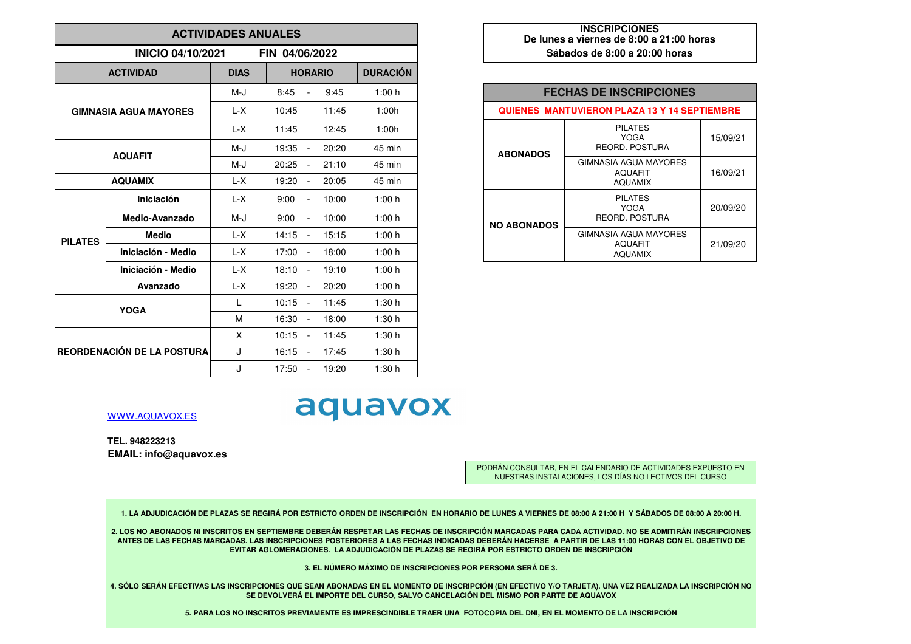| ACTIVIDADES ANUALES | | | | |
|---|---|---|---|---|
| **INICIO 04/10/2021** | | **FIN 04/06/2022** | | |
| **ACTIVIDAD** | | **DIAS** | **HORARIO** | **DURACIÓN** |
| **GIMNASIA AGUA MAYORES** | | M-J | 8:45 - 9:45 | 1:00 h |
| | | L-X | 10:45 11:45 | 1:00h |
| | | L-X | 11:45 12:45 | 1:00h |
| **AQUAFIT** | | M-J | 19:35 - 20:20 | 45 min |
| | | M-J | 20:25 - 21:10 | 45 min |
| **AQUAMIX** | | L-X | 19:20 - 20:05 | 45 min |
| **PILATES** | **Iniciación** | L-X | 9:00 - 10:00 | 1:00 h |
| | **Medio-Avanzado** | M-J | 9:00 - 10:00 | 1:00 h |
| | **Medio** | L-X | 14:15 - 15:15 | 1:00 h |
| | **Iniciación - Medio** | L-X | 17:00 - 18:00 | 1:00 h |
| | **Iniciación - Medio** | L-X | 18:10 - 19:10 | 1:00 h |
| | **Avanzado** | L-X | 19:20 - 20:20 | 1:00 h |
| **YOGA** | | L | 10:15 - 11:45 | 1:30 h |
| | | M | 16:30 - 18:00 | 1:30 h |
| **REORDENACIÓN DE LA POSTURA** | | X | 10:15 - 11:45 | 1:30 h |
| | | J | 16:15 - 17:45 | 1:30 h |
| | | J | 17:50 - 19:20 | 1:30 h |

**INSCRIPCIONES**
**De lunes a viernes de 8:00 a 21:00 horas**
**Sábados de 8:00 a 20:00 horas**

| FECHAS DE INSCRIPCIONES | | |
|---|---|---|
| **QUIENES MANTUVIERON PLAZA 13 Y 14 SEPTIEMBRE** | | |
| **ABONADOS** | PILATES<br>YOGA<br>REORD. POSTURA | 15/09/21 |
| | GIMNASIA AGUA MAYORES<br>AQUAFIT<br>AQUAMIX | 16/09/21 |
| **NO ABONADOS** | PILATES<br>YOGA<br>REORD. POSTURA | 20/09/20 |
| | GIMNASIA AGUA MAYORES<br>AQUAFIT<br>AQUAMIX | 21/09/20 |

WWW.AQUAVOX.ES

aquavox

**TEL. 948223213**
**EMAIL: info@aquavox.es**

PODRÁN CONSULTAR, EN EL CALENDARIO DE ACTIVIDADES EXPUESTO EN NUESTRAS INSTALACIONES, LOS DÍAS NO LECTIVOS DEL CURSO

**1. LA ADJUDICACIÓN DE PLAZAS SE REGIRÁ POR ESTRICTO ORDEN DE INSCRIPCIÓN EN HORARIO DE LUNES A VIERNES DE 08:00 A 21:00 H Y SÁBADOS DE 08:00 A 20:00 H.**

**2. LOS NO ABONADOS NI INSCRITOS EN SEPTIEMBRE DEBERÁN RESPETAR LAS FECHAS DE INSCRIPCIÓN MARCADAS PARA CADA ACTIVIDAD. NO SE ADMITIRÁN INSCRIPCIONES ANTES DE LAS FECHAS MARCADAS. LAS INSCRIPCIONES POSTERIORES A LAS FECHAS INDICADAS DEBERÁN HACERSE A PARTIR DE LAS 11:00 HORAS CON EL OBJETIVO DE EVITAR AGLOMERACIONES. LA ADJUDICACIÓN DE PLAZAS SE REGIRÁ POR ESTRICTO ORDEN DE INSCRIPCIÓN**

**3. EL NÚMERO MÁXIMO DE INSCRIPCIONES POR PERSONA SERÁ DE 3.**

**4. SÓLO SERÁN EFECTIVAS LAS INSCRIPCIONES QUE SEAN ABONADAS EN EL MOMENTO DE INSCRIPCIÓN (EN EFECTIVO Y/O TARJETA). UNA VEZ REALIZADA LA INSCRIPCIÓN NO SE DEVOLVERÁ EL IMPORTE DEL CURSO, SALVO CANCELACIÓN DEL MISMO POR PARTE DE AQUAVOX**

**5. PARA LOS NO INSCRITOS PREVIAMENTE ES IMPRESCINDIBLE TRAER UNA FOTOCOPIA DEL DNI, EN EL MOMENTO DE LA INSCRIPCIÓN**